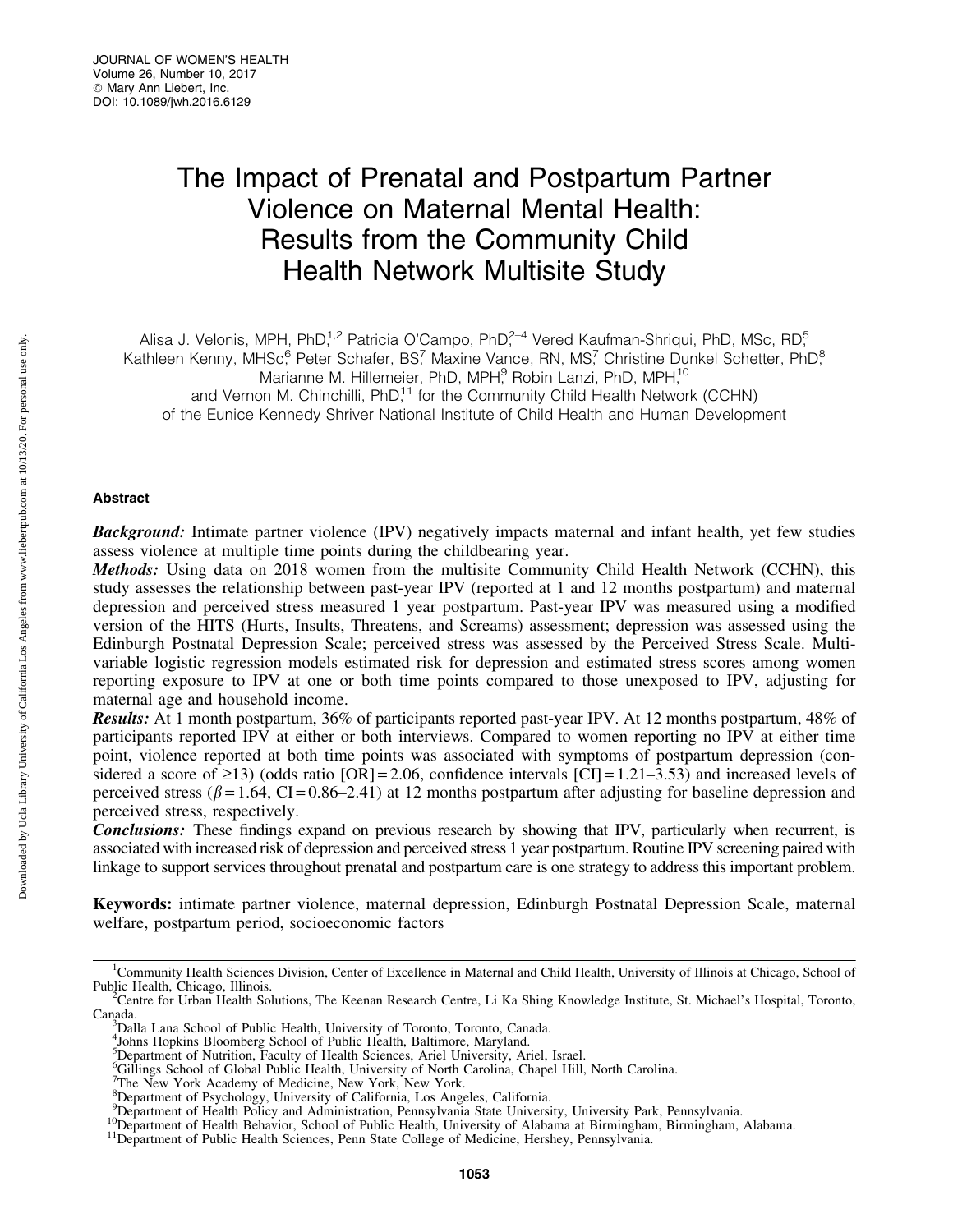# The Impact of Prenatal and Postpartum Partner Violence on Maternal Mental Health: Results from the Community Child Health Network Multisite Study

Alisa J. Velonis, MPH, PhD,[1,2] Patricia O'Campo, PhD,[2–4] Vered Kaufman-Shriqui, PhD, MSc, RD,[5] Kathleen Kenny, MHSc,[6] Peter Schafer, BS,[7] Maxine Vance, RN, MS,[7] Christine Dunkel Schetter, PhD,[8] Marianne M. Hillemeier, PhD, MPH,[9] Robin Lanzi, PhD, MPH,[10] and Vernon M. Chinchilli, PhD,[11] for the Community Child Health Network (CCHN) of the Eunice Kennedy Shriver National Institute of Child Health and Human Development

## Abstract

***Background:*** Intimate partner violence (IPV) negatively impacts maternal and infant health, yet few studies assess violence at multiple time points during the childbearing year.

***Methods:*** Using data on 2018 women from the multisite Community Child Health Network (CCHN), this study assesses the relationship between past-year IPV (reported at 1 and 12 months postpartum) and maternal depression and perceived stress measured 1 year postpartum. Past-year IPV was measured using a modified version of the HITS (Hurts, Insults, Threatens, and Screams) assessment; depression was assessed using the Edinburgh Postnatal Depression Scale; perceived stress was assessed by the Perceived Stress Scale. Multivariable logistic regression models estimated risk for depression and estimated stress scores among women reporting exposure to IPV at one or both time points compared to those unexposed to IPV, adjusting for maternal age and household income.

***Results:*** At 1 month postpartum, 36% of participants reported past-year IPV. At 12 months postpartum, 48% of participants reported IPV at either or both interviews. Compared to women reporting no IPV at either time point, violence reported at both time points was associated with symptoms of postpartum depression (considered a score of ≥13) (odds ratio [OR] = 2.06, confidence intervals [CI] = 1.21–3.53) and increased levels of perceived stress ($\beta = 1.64$, CI = 0.86–2.41) at 12 months postpartum after adjusting for baseline depression and perceived stress, respectively.

***Conclusions:*** These findings expand on previous research by showing that IPV, particularly when recurrent, is associated with increased risk of depression and perceived stress 1 year postpartum. Routine IPV screening paired with linkage to support services throughout prenatal and postpartum care is one strategy to address this important problem.

**Keywords:** intimate partner violence, maternal depression, Edinburgh Postnatal Depression Scale, maternal welfare, postpartum period, socioeconomic factors

---

[1]Community Health Sciences Division, Center of Excellence in Maternal and Child Health, University of Illinois at Chicago, School of Public Health, Chicago, Illinois.
[2]Centre for Urban Health Solutions, The Keenan Research Centre, Li Ka Shing Knowledge Institute, St. Michael's Hospital, Toronto, Canada.
[3]Dalla Lana School of Public Health, University of Toronto, Toronto, Canada.
[4]Johns Hopkins Bloomberg School of Public Health, Baltimore, Maryland.
[5]Department of Nutrition, Faculty of Health Sciences, Ariel University, Ariel, Israel.
[6]Gillings School of Global Public Health, University of North Carolina, Chapel Hill, North Carolina.
[7]The New York Academy of Medicine, New York, New York.
[8]Department of Psychology, University of California, Los Angeles, California.
[9]Department of Health Policy and Administration, Pennsylvania State University, University Park, Pennsylvania.
[10]Department of Health Behavior, School of Public Health, University of Alabama at Birmingham, Birmingham, Alabama.
[11]Department of Public Health Sciences, Penn State College of Medicine, Hershey, Pennsylvania.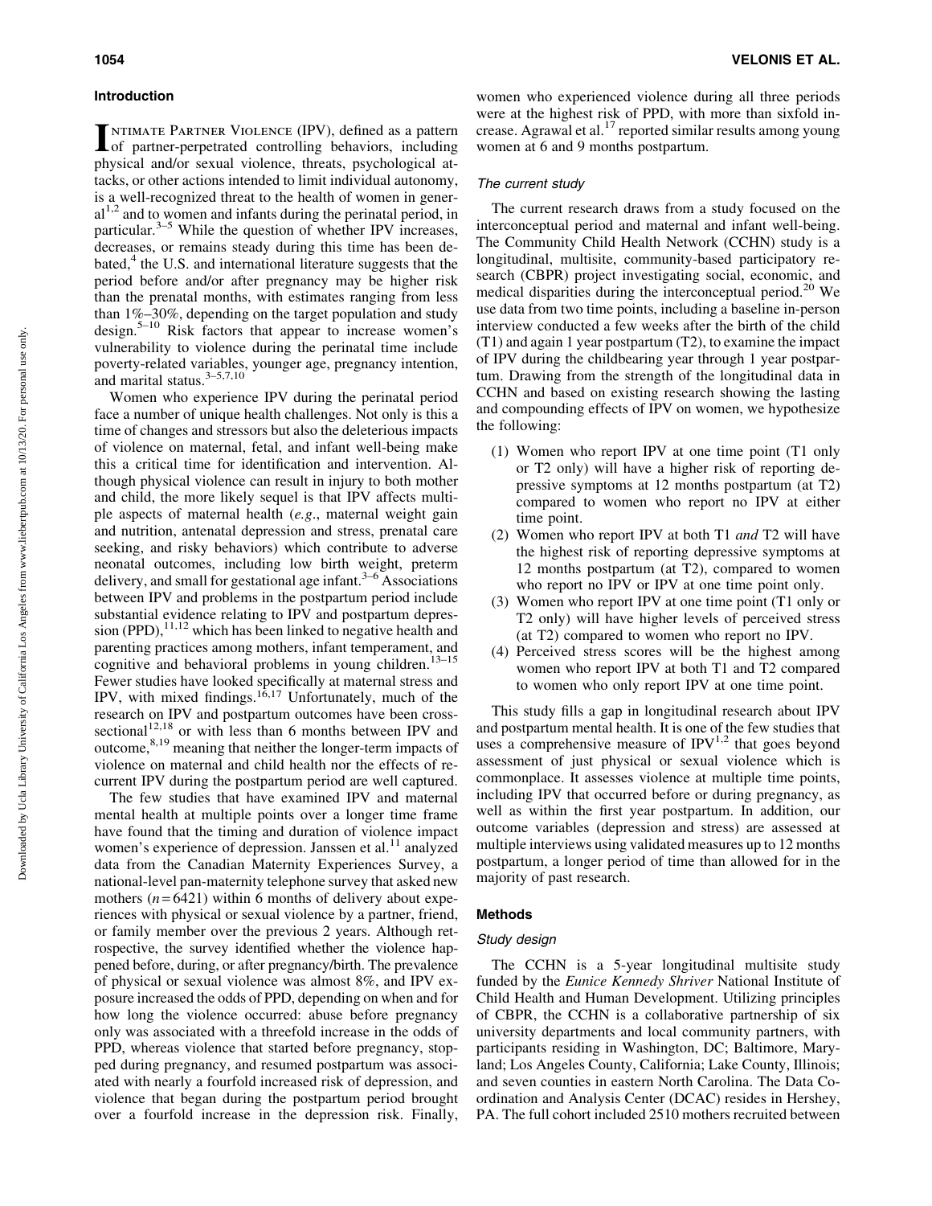## Introduction

Intimate Partner Violence (IPV), defined as a pattern of partner-perpetrated controlling behaviors, including physical and/or sexual violence, threats, psychological attacks, or other actions intended to limit individual autonomy, is a well-recognized threat to the health of women in general[1,2] and to women and infants during the perinatal period, in particular.[3–5] While the question of whether IPV increases, decreases, or remains steady during this time has been debated,[4] the U.S. and international literature suggests that the period before and/or after pregnancy may be higher risk than the prenatal months, with estimates ranging from less than 1%–30%, depending on the target population and study design.[5–10] Risk factors that appear to increase women's vulnerability to violence during the perinatal time include poverty-related variables, younger age, pregnancy intention, and marital status.[3–5,7,10]

Women who experience IPV during the perinatal period face a number of unique health challenges. Not only is this a time of changes and stressors but also the deleterious impacts of violence on maternal, fetal, and infant well-being make this a critical time for identification and intervention. Although physical violence can result in injury to both mother and child, the more likely sequel is that IPV affects multiple aspects of maternal health (*e.g.*, maternal weight gain and nutrition, antenatal depression and stress, prenatal care seeking, and risky behaviors) which contribute to adverse neonatal outcomes, including low birth weight, preterm delivery, and small for gestational age infant.[3–6] Associations between IPV and problems in the postpartum period include substantial evidence relating to IPV and postpartum depression (PPD),[11,12] which has been linked to negative health and parenting practices among mothers, infant temperament, and cognitive and behavioral problems in young children.[13–15] Fewer studies have looked specifically at maternal stress and IPV, with mixed findings.[16,17] Unfortunately, much of the research on IPV and postpartum outcomes have been cross-sectional[12,18] or with less than 6 months between IPV and outcome,[8,19] meaning that neither the longer-term impacts of violence on maternal and child health nor the effects of recurrent IPV during the postpartum period are well captured.

The few studies that have examined IPV and maternal mental health at multiple points over a longer time frame have found that the timing and duration of violence impact women's experience of depression. Janssen et al.[11] analyzed data from the Canadian Maternity Experiences Survey, a national-level pan-maternity telephone survey that asked new mothers ($n=6421$) within 6 months of delivery about experiences with physical or sexual violence by a partner, friend, or family member over the previous 2 years. Although retrospective, the survey identified whether the violence happened before, during, or after pregnancy/birth. The prevalence of physical or sexual violence was almost 8%, and IPV exposure increased the odds of PPD, depending on when and for how long the violence occurred: abuse before pregnancy only was associated with a threefold increase in the odds of PPD, whereas violence that started before pregnancy, stopped during pregnancy, and resumed postpartum was associated with nearly a fourfold increased risk of depression, and violence that began during the postpartum period brought over a fourfold increase in the depression risk. Finally, women who experienced violence during all three periods were at the highest risk of PPD, with more than sixfold increase. Agrawal et al.[17] reported similar results among young women at 6 and 9 months postpartum.

### The current study

The current research draws from a study focused on the interconceptual period and maternal and infant well-being. The Community Child Health Network (CCHN) study is a longitudinal, multisite, community-based participatory research (CBPR) project investigating social, economic, and medical disparities during the interconceptual period.[20] We use data from two time points, including a baseline in-person interview conducted a few weeks after the birth of the child (T1) and again 1 year postpartum (T2), to examine the impact of IPV during the childbearing year through 1 year postpartum. Drawing from the strength of the longitudinal data in CCHN and based on existing research showing the lasting and compounding effects of IPV on women, we hypothesize the following:

1. Women who report IPV at one time point (T1 only or T2 only) will have a higher risk of reporting depressive symptoms at 12 months postpartum (at T2) compared to women who report no IPV at either time point.
2. Women who report IPV at both T1 *and* T2 will have the highest risk of reporting depressive symptoms at 12 months postpartum (at T2), compared to women who report no IPV or IPV at one time point only.
3. Women who report IPV at one time point (T1 only or T2 only) will have higher levels of perceived stress (at T2) compared to women who report no IPV.
4. Perceived stress scores will be the highest among women who report IPV at both T1 and T2 compared to women who only report IPV at one time point.

This study fills a gap in longitudinal research about IPV and postpartum mental health. It is one of the few studies that uses a comprehensive measure of IPV[1,2] that goes beyond assessment of just physical or sexual violence which is commonplace. It assesses violence at multiple time points, including IPV that occurred before or during pregnancy, as well as within the first year postpartum. In addition, our outcome variables (depression and stress) are assessed at multiple interviews using validated measures up to 12 months postpartum, a longer period of time than allowed for in the majority of past research.

## Methods

### Study design

The CCHN is a 5-year longitudinal multisite study funded by the *Eunice Kennedy Shriver* National Institute of Child Health and Human Development. Utilizing principles of CBPR, the CCHN is a collaborative partnership of six university departments and local community partners, with participants residing in Washington, DC; Baltimore, Maryland; Los Angeles County, California; Lake County, Illinois; and seven counties in eastern North Carolina. The Data Coordination and Analysis Center (DCAC) resides in Hershey, PA. The full cohort included 2510 mothers recruited between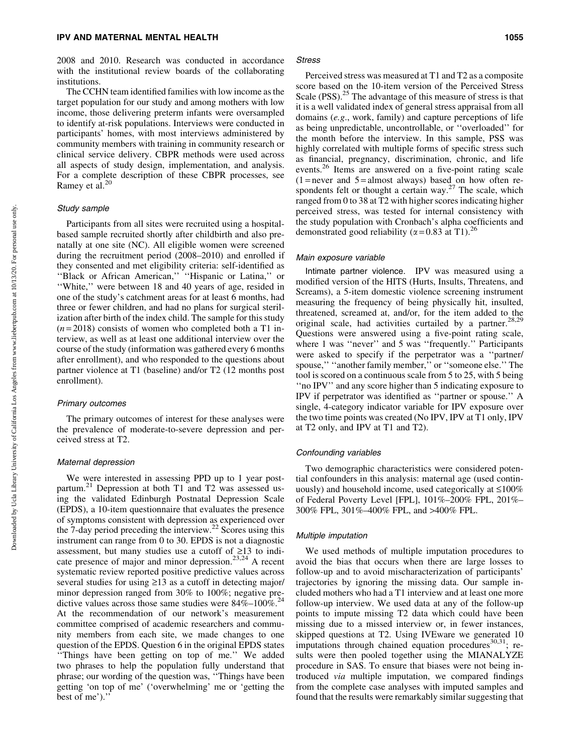2008 and 2010. Research was conducted in accordance with the institutional review boards of the collaborating institutions.

The CCHN team identified families with low income as the target population for our study and among mothers with low income, those delivering preterm infants were oversampled to identify at-risk populations. Interviews were conducted in participants' homes, with most interviews administered by community members with training in community research or clinical service delivery. CBPR methods were used across all aspects of study design, implementation, and analysis. For a complete description of these CBPR processes, see Ramey et al.[20]

### Study sample

Participants from all sites were recruited using a hospital-based sample recruited shortly after childbirth and also prenatally at one site (NC). All eligible women were screened during the recruitment period (2008–2010) and enrolled if they consented and met eligibility criteria: self-identified as "Black or African American," "Hispanic or Latina," or "White," were between 18 and 40 years of age, resided in one of the study's catchment areas for at least 6 months, had three or fewer children, and had no plans for surgical sterilization after birth of the index child. The sample for this study ($n = 2018$) consists of women who completed both a T1 interview, as well as at least one additional interview over the course of the study (information was gathered every 6 months after enrollment), and who responded to the questions about partner violence at T1 (baseline) and/or T2 (12 months post enrollment).

### Primary outcomes

The primary outcomes of interest for these analyses were the prevalence of moderate-to-severe depression and perceived stress at T2.

### Maternal depression

We were interested in assessing PPD up to 1 year postpartum.[21] Depression at both T1 and T2 was assessed using the validated Edinburgh Postnatal Depression Scale (EPDS), a 10-item questionnaire that evaluates the presence of symptoms consistent with depression as experienced over the 7-day period preceding the interview.[22] Scores using this instrument can range from 0 to 30. EPDS is not a diagnostic assessment, but many studies use a cutoff of ≥13 to indicate presence of major and minor depression.[23,24] A recent systematic review reported positive predictive values across several studies for using ≥13 as a cutoff in detecting major/minor depression ranged from 30% to 100%; negative predictive values across those same studies were 84%–100%.[24] At the recommendation of our network's measurement committee comprised of academic researchers and community members from each site, we made changes to one question of the EPDS. Question 6 in the original EPDS states "Things have been getting on top of me." We added two phrases to help the population fully understand that phrase; our wording of the question was, "Things have been getting 'on top of me' ('overwhelming' me or 'getting the best of me')."

### Stress

Perceived stress was measured at T1 and T2 as a composite score based on the 10-item version of the Perceived Stress Scale (PSS).[25] The advantage of this measure of stress is that it is a well validated index of general stress appraisal from all domains (*e.g*., work, family) and capture perceptions of life as being unpredictable, uncontrollable, or "overloaded" for the month before the interview. In this sample, PSS was highly correlated with multiple forms of specific stress such as financial, pregnancy, discrimination, chronic, and life events.[26] Items are answered on a five-point rating scale (1 = never and 5 = almost always) based on how often respondents felt or thought a certain way.[27] The scale, which ranged from 0 to 38 at T2 with higher scores indicating higher perceived stress, was tested for internal consistency with the study population with Cronbach's alpha coefficients and demonstrated good reliability ($\alpha = 0.83$ at T1).[26]

### Main exposure variable

**Intimate partner violence.** IPV was measured using a modified version of the HITS (Hurts, Insults, Threatens, and Screams), a 5-item domestic violence screening instrument measuring the frequency of being physically hit, insulted, threatened, screamed at, and/or, for the item added to the original scale, had activities curtailed by a partner.[28,29] Questions were answered using a five-point rating scale, where 1 was "never" and 5 was "frequently." Participants were asked to specify if the perpetrator was a "partner/spouse," "another family member," or "someone else." The tool is scored on a continuous scale from 5 to 25, with 5 being "no IPV" and any score higher than 5 indicating exposure to IPV if perpetrator was identified as "partner or spouse." A single, 4-category indicator variable for IPV exposure over the two time points was created (No IPV, IPV at T1 only, IPV at T2 only, and IPV at T1 and T2).

### Confounding variables

Two demographic characteristics were considered potential confounders in this analysis: maternal age (used continuously) and household income, used categorically at ≤100% of Federal Poverty Level [FPL], 101%–200% FPL, 201%–300% FPL, 301%–400% FPL, and >400% FPL.

### Multiple imputation

We used methods of multiple imputation procedures to avoid the bias that occurs when there are large losses to follow-up and to avoid mischaracterization of participants' trajectories by ignoring the missing data. Our sample included mothers who had a T1 interview and at least one more follow-up interview. We used data at any of the follow-up points to impute missing T2 data which could have been missing due to a missed interview or, in fewer instances, skipped questions at T2. Using IVEware we generated 10 imputations through chained equation procedures[30,31]; results were then pooled together using the MIANALYZE procedure in SAS. To ensure that biases were not being introduced *via* multiple imputation, we compared findings from the complete case analyses with imputed samples and found that the results were remarkably similar suggesting that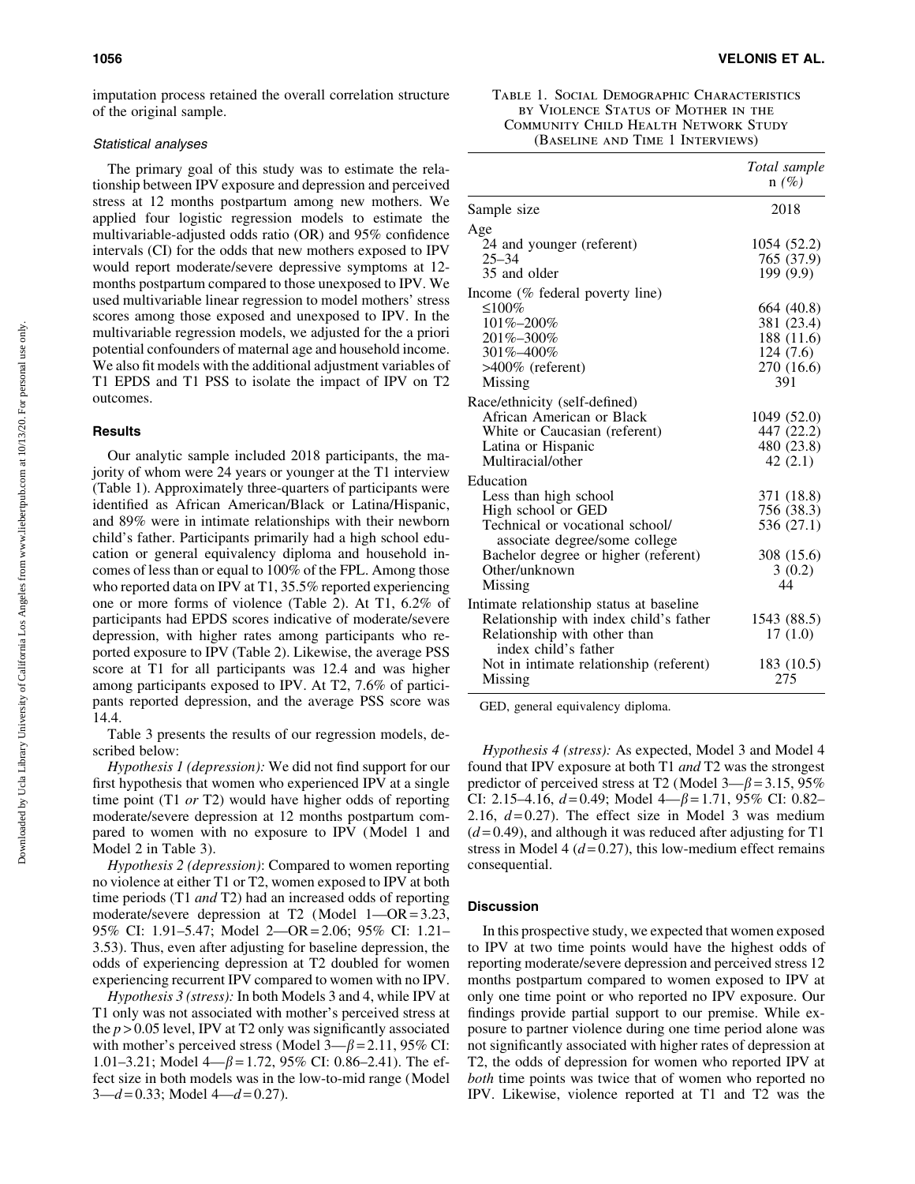imputation process retained the overall correlation structure of the original sample.

### Statistical analyses

The primary goal of this study was to estimate the relationship between IPV exposure and depression and perceived stress at 12 months postpartum among new mothers. We applied four logistic regression models to estimate the multivariable-adjusted odds ratio (OR) and 95% confidence intervals (CI) for the odds that new mothers exposed to IPV would report moderate/severe depressive symptoms at 12-months postpartum compared to those unexposed to IPV. We used multivariable linear regression to model mothers' stress scores among those exposed and unexposed to IPV. In the multivariable regression models, we adjusted for the a priori potential confounders of maternal age and household income. We also fit models with the additional adjustment variables of T1 EPDS and T1 PSS to isolate the impact of IPV on T2 outcomes.

## Results

Our analytic sample included 2018 participants, the majority of whom were 24 years or younger at the T1 interview (Table 1). Approximately three-quarters of participants were identified as African American/Black or Latina/Hispanic, and 89% were in intimate relationships with their newborn child's father. Participants primarily had a high school education or general equivalency diploma and household incomes of less than or equal to 100% of the FPL. Among those who reported data on IPV at T1, 35.5% reported experiencing one or more forms of violence (Table 2). At T1, 6.2% of participants had EPDS scores indicative of moderate/severe depression, with higher rates among participants who reported exposure to IPV (Table 2). Likewise, the average PSS score at T1 for all participants was 12.4 and was higher among participants exposed to IPV. At T2, 7.6% of participants reported depression, and the average PSS score was 14.4.

Table 3 presents the results of our regression models, described below:

*Hypothesis 1 (depression):* We did not find support for our first hypothesis that women who experienced IPV at a single time point (T1 *or* T2) would have higher odds of reporting moderate/severe depression at 12 months postpartum compared to women with no exposure to IPV (Model 1 and Model 2 in Table 3).

*Hypothesis 2 (depression)*: Compared to women reporting no violence at either T1 or T2, women exposed to IPV at both time periods (T1 *and* T2) had an increased odds of reporting moderate/severe depression at T2 (Model 1—OR = 3.23, 95% CI: 1.91–5.47; Model 2—OR = 2.06; 95% CI: 1.21–3.53). Thus, even after adjusting for baseline depression, the odds of experiencing depression at T2 doubled for women experiencing recurrent IPV compared to women with no IPV.

*Hypothesis 3 (stress):* In both Models 3 and 4, while IPV at T1 only was not associated with mother's perceived stress at the $p > 0.05$ level, IPV at T2 only was significantly associated with mother's perceived stress (Model 3—$\beta = 2.11$, 95% CI: 1.01–3.21; Model 4—$\beta = 1.72$, 95% CI: 0.86–2.41). The effect size in both models was in the low-to-mid range (Model 3—$d = 0.33$; Model 4—$d = 0.27$).

Table 1. Social Demographic Characteristics by Violence Status of Mother in the Community Child Health Network Study (Baseline and Time 1 Interviews)

| | *Total sample* n *(%)* |
|---|---|
| Sample size | 2018 |
| Age | |
| 24 and younger (referent) | 1054 (52.2) |
| 25–34 | 765 (37.9) |
| 35 and older | 199 (9.9) |
| Income (% federal poverty line) | |
| ≤100% | 664 (40.8) |
| 101%–200% | 381 (23.4) |
| 201%–300% | 188 (11.6) |
| 301%–400% | 124 (7.6) |
| >400% (referent) | 270 (16.6) |
| Missing | 391 |
| Race/ethnicity (self-defined) | |
| African American or Black | 1049 (52.0) |
| White or Caucasian (referent) | 447 (22.2) |
| Latina or Hispanic | 480 (23.8) |
| Multiracial/other | 42 (2.1) |
| Education | |
| Less than high school | 371 (18.8) |
| High school or GED | 756 (38.3) |
| Technical or vocational school/ associate degree/some college | 536 (27.1) |
| Bachelor degree or higher (referent) | 308 (15.6) |
| Other/unknown | 3 (0.2) |
| Missing | 44 |
| Intimate relationship status at baseline | |
| Relationship with index child's father | 1543 (88.5) |
| Relationship with other than index child's father | 17 (1.0) |
| Not in intimate relationship (referent) | 183 (10.5) |
| Missing | 275 |

GED, general equivalency diploma.

*Hypothesis 4 (stress):* As expected, Model 3 and Model 4 found that IPV exposure at both T1 *and* T2 was the strongest predictor of perceived stress at T2 (Model 3—$\beta = 3.15$, 95% CI: 2.15–4.16, $d = 0.49$; Model 4—$\beta = 1.71$, 95% CI: 0.82–2.16, $d = 0.27$). The effect size in Model 3 was medium ($d = 0.49$), and although it was reduced after adjusting for T1 stress in Model 4 ($d = 0.27$), this low-medium effect remains consequential.

## Discussion

In this prospective study, we expected that women exposed to IPV at two time points would have the highest odds of reporting moderate/severe depression and perceived stress 12 months postpartum compared to women exposed to IPV at only one time point or who reported no IPV exposure. Our findings provide partial support to our premise. While exposure to partner violence during one time period alone was not significantly associated with higher rates of depression at T2, the odds of depression for women who reported IPV at *both* time points was twice that of women who reported no IPV. Likewise, violence reported at T1 and T2 was the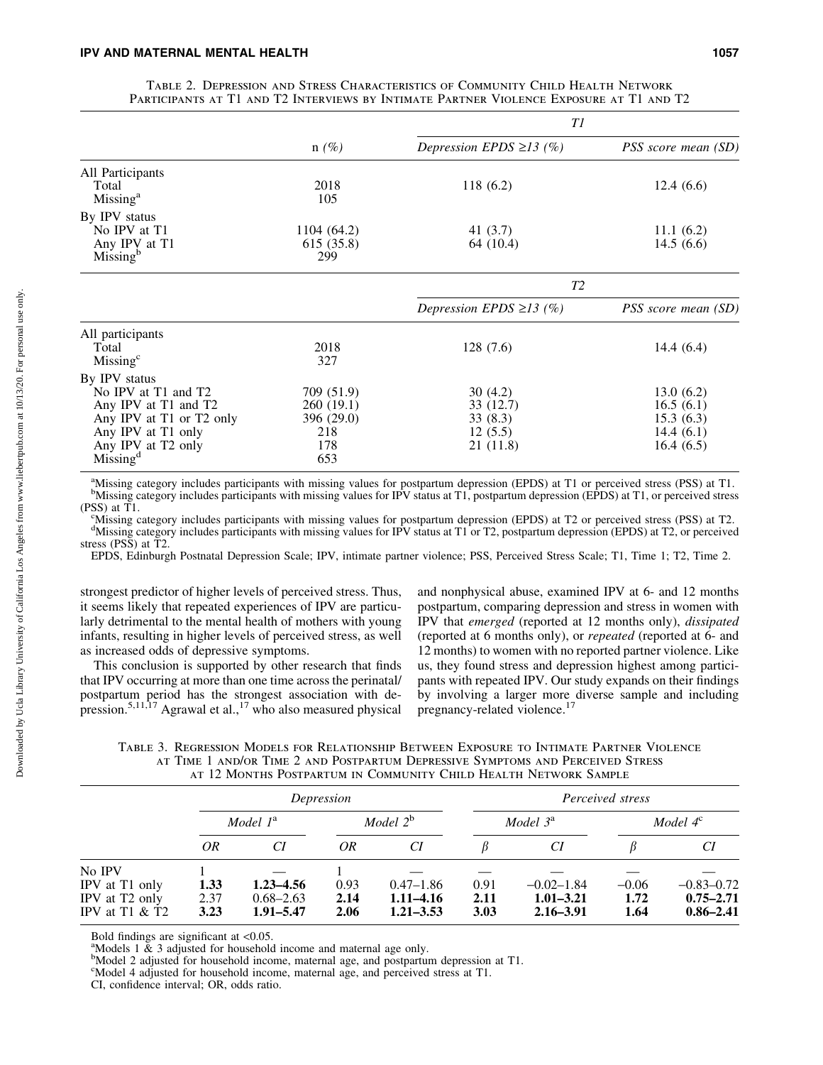Table 2. Depression and Stress Characteristics of Community Child Health Network Participants at T1 and T2 Interviews by Intimate Partner Violence Exposure at T1 and T2

| | n (%) | *T1* | |
|---|---|---|---|
| | | *Depression EPDS ≥13 (%)* | *PSS score mean (SD)* |
| All Participants | | | |
| Total | 2018 | 118 (6.2) | 12.4 (6.6) |
| Missing[a] | 105 | | |
| By IPV status | | | |
| No IPV at T1 | 1104 (64.2) | 41 (3.7) | 11.1 (6.2) |
| Any IPV at T1 | 615 (35.8) | 64 (10.4) | 14.5 (6.6) |
| Missing[b] | 299 | | |
| | | *T2* | |
| | | *Depression EPDS ≥13 (%)* | *PSS score mean (SD)* |
| All participants | | | |
| Total | 2018 | 128 (7.6) | 14.4 (6.4) |
| Missing[c] | 327 | | |
| By IPV status | | | |
| No IPV at T1 and T2 | 709 (51.9) | 30 (4.2) | 13.0 (6.2) |
| Any IPV at T1 and T2 | 260 (19.1) | 33 (12.7) | 16.5 (6.1) |
| Any IPV at T1 or T2 only | 396 (29.0) | 33 (8.3) | 15.3 (6.3) |
| Any IPV at T1 only | 218 | 12 (5.5) | 14.4 (6.1) |
| Any IPV at T2 only | 178 | 21 (11.8) | 16.4 (6.5) |
| Missing[d] | 653 | | |

[a]Missing category includes participants with missing values for postpartum depression (EPDS) at T1 or perceived stress (PSS) at T1.
[b]Missing category includes participants with missing values for IPV status at T1, postpartum depression (EPDS) at T1, or perceived stress (PSS) at T1.
[c]Missing category includes participants with missing values for postpartum depression (EPDS) at T2 or perceived stress (PSS) at T2.
[d]Missing category includes participants with missing values for IPV status at T1 or T2, postpartum depression (EPDS) at T2, or perceived stress (PSS) at T2.

EPDS, Edinburgh Postnatal Depression Scale; IPV, intimate partner violence; PSS, Perceived Stress Scale; T1, Time 1; T2, Time 2.

strongest predictor of higher levels of perceived stress. Thus, it seems likely that repeated experiences of IPV are particularly detrimental to the mental health of mothers with young infants, resulting in higher levels of perceived stress, as well as increased odds of depressive symptoms.

This conclusion is supported by other research that finds that IPV occurring at more than one time across the perinatal/postpartum period has the strongest association with depression.[5,11,17] Agrawal et al.,[17] who also measured physical and nonphysical abuse, examined IPV at 6- and 12 months postpartum, comparing depression and stress in women with IPV that *emerged* (reported at 12 months only), *dissipated* (reported at 6 months only), or *repeated* (reported at 6- and 12 months) to women with no reported partner violence. Like us, they found stress and depression highest among participants with repeated IPV. Our study expands on their findings by involving a larger more diverse sample and including pregnancy-related violence.[17]

Table 3. Regression Models for Relationship Between Exposure to Intimate Partner Violence at Time 1 and/or Time 2 and Postpartum Depressive Symptoms and Perceived Stress at 12 Months Postpartum in Community Child Health Network Sample

| | *Depression* | | | | *Perceived stress* | | | |
|---|---|---|---|---|---|---|---|---|
| | *Model 1*[a] | | *Model 2*[b] | | *Model 3*[a] | | *Model 4*[c] | |
| | *OR* | *CI* | *OR* | *CI* | *β* | *CI* | *β* | *CI* |
| No IPV | 1 | — | 1 | — | — | — | — | — |
| IPV at T1 only | **1.33** | **1.23–4.56** | 0.93 | 0.47–1.86 | 0.91 | −0.02–1.84 | −0.06 | −0.83–0.72 |
| IPV at T2 only | 2.37 | 0.68–2.63 | **2.14** | **1.11–4.16** | **2.11** | **1.01–3.21** | **1.72** | **0.75–2.71** |
| IPV at T1 & T2 | **3.23** | **1.91–5.47** | **2.06** | **1.21–3.53** | **3.03** | **2.16–3.91** | **1.64** | **0.86–2.41** |

Bold findings are significant at <0.05.
[a]Models 1 & 3 adjusted for household income and maternal age only.
[b]Model 2 adjusted for household income, maternal age, and postpartum depression at T1.
[c]Model 4 adjusted for household income, maternal age, and perceived stress at T1.
CI, confidence interval; OR, odds ratio.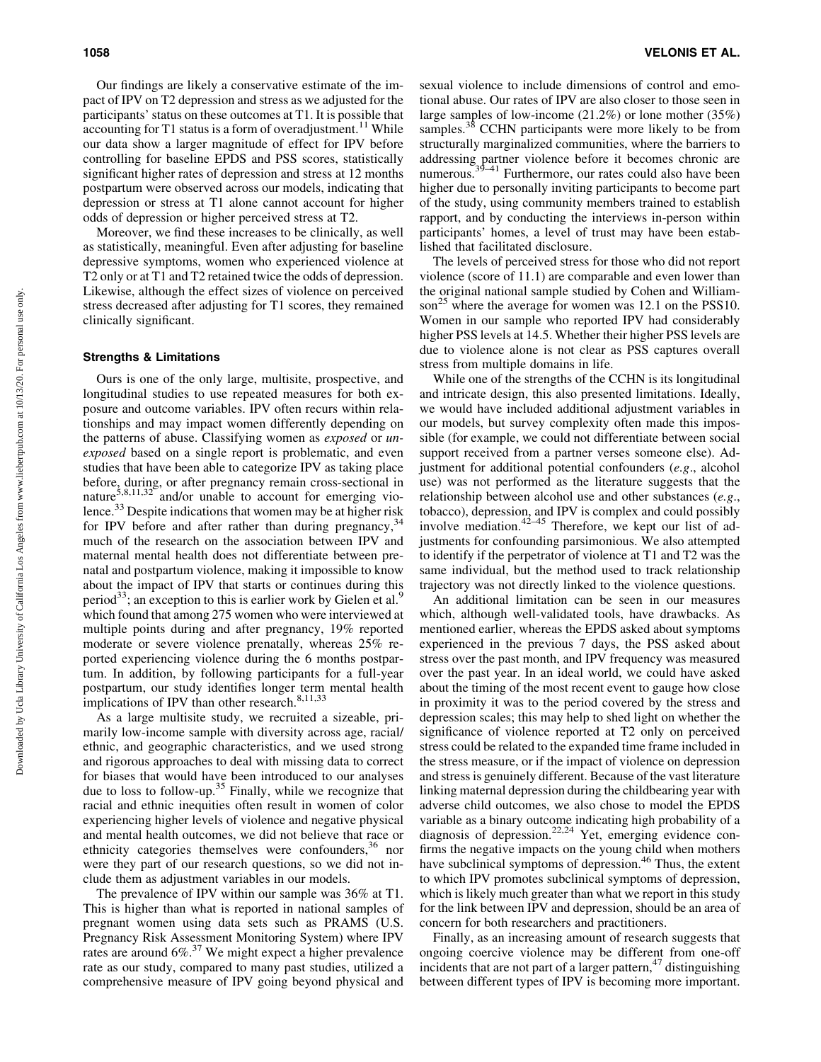Our findings are likely a conservative estimate of the impact of IPV on T2 depression and stress as we adjusted for the participants' status on these outcomes at T1. It is possible that accounting for T1 status is a form of overadjustment.[11] While our data show a larger magnitude of effect for IPV before controlling for baseline EPDS and PSS scores, statistically significant higher rates of depression and stress at 12 months postpartum were observed across our models, indicating that depression or stress at T1 alone cannot account for higher odds of depression or higher perceived stress at T2.

Moreover, we find these increases to be clinically, as well as statistically, meaningful. Even after adjusting for baseline depressive symptoms, women who experienced violence at T2 only or at T1 and T2 retained twice the odds of depression. Likewise, although the effect sizes of violence on perceived stress decreased after adjusting for T1 scores, they remained clinically significant.

### Strengths & Limitations

Ours is one of the only large, multisite, prospective, and longitudinal studies to use repeated measures for both exposure and outcome variables. IPV often recurs within relationships and may impact women differently depending on the patterns of abuse. Classifying women as *exposed* or *unexposed* based on a single report is problematic, and even studies that have been able to categorize IPV as taking place before, during, or after pregnancy remain cross-sectional in nature[5,8,11,32] and/or unable to account for emerging violence.[33] Despite indications that women may be at higher risk for IPV before and after rather than during pregnancy,[34] much of the research on the association between IPV and maternal mental health does not differentiate between prenatal and postpartum violence, making it impossible to know about the impact of IPV that starts or continues during this period[33]; an exception to this is earlier work by Gielen et al.[9] which found that among 275 women who were interviewed at multiple points during and after pregnancy, 19% reported moderate or severe violence prenatally, whereas 25% reported experiencing violence during the 6 months postpartum. In addition, by following participants for a full-year postpartum, our study identifies longer term mental health implications of IPV than other research.[8,11,33]

As a large multisite study, we recruited a sizeable, primarily low-income sample with diversity across age, racial/ethnic, and geographic characteristics, and we used strong and rigorous approaches to deal with missing data to correct for biases that would have been introduced to our analyses due to loss to follow-up.[35] Finally, while we recognize that racial and ethnic inequities often result in women of color experiencing higher levels of violence and negative physical and mental health outcomes, we did not believe that race or ethnicity categories themselves were confounders,[36] nor were they part of our research questions, so we did not include them as adjustment variables in our models.

The prevalence of IPV within our sample was 36% at T1. This is higher than what is reported in national samples of pregnant women using data sets such as PRAMS (U.S. Pregnancy Risk Assessment Monitoring System) where IPV rates are around 6%.[37] We might expect a higher prevalence rate as our study, compared to many past studies, utilized a comprehensive measure of IPV going beyond physical and sexual violence to include dimensions of control and emotional abuse. Our rates of IPV are also closer to those seen in large samples of low-income (21.2%) or lone mother (35%) samples.[38] CCHN participants were more likely to be from structurally marginalized communities, where the barriers to addressing partner violence before it becomes chronic are numerous.[39–41] Furthermore, our rates could also have been higher due to personally inviting participants to become part of the study, using community members trained to establish rapport, and by conducting the interviews in-person within participants' homes, a level of trust may have been established that facilitated disclosure.

The levels of perceived stress for those who did not report violence (score of 11.1) are comparable and even lower than the original national sample studied by Cohen and Williamson[25] where the average for women was 12.1 on the PSS10. Women in our sample who reported IPV had considerably higher PSS levels at 14.5. Whether their higher PSS levels are due to violence alone is not clear as PSS captures overall stress from multiple domains in life.

While one of the strengths of the CCHN is its longitudinal and intricate design, this also presented limitations. Ideally, we would have included additional adjustment variables in our models, but survey complexity often made this impossible (for example, we could not differentiate between social support received from a partner verses someone else). Adjustment for additional potential confounders (*e.g*., alcohol use) was not performed as the literature suggests that the relationship between alcohol use and other substances (*e.g*., tobacco), depression, and IPV is complex and could possibly involve mediation.[42–45] Therefore, we kept our list of adjustments for confounding parsimonious. We also attempted to identify if the perpetrator of violence at T1 and T2 was the same individual, but the method used to track relationship trajectory was not directly linked to the violence questions.

An additional limitation can be seen in our measures which, although well-validated tools, have drawbacks. As mentioned earlier, whereas the EPDS asked about symptoms experienced in the previous 7 days, the PSS asked about stress over the past month, and IPV frequency was measured over the past year. In an ideal world, we could have asked about the timing of the most recent event to gauge how close in proximity it was to the period covered by the stress and depression scales; this may help to shed light on whether the significance of violence reported at T2 only on perceived stress could be related to the expanded time frame included in the stress measure, or if the impact of violence on depression and stress is genuinely different. Because of the vast literature linking maternal depression during the childbearing year with adverse child outcomes, we also chose to model the EPDS variable as a binary outcome indicating high probability of a diagnosis of depression.[22,24] Yet, emerging evidence confirms the negative impacts on the young child when mothers have subclinical symptoms of depression.[46] Thus, the extent to which IPV promotes subclinical symptoms of depression, which is likely much greater than what we report in this study for the link between IPV and depression, should be an area of concern for both researchers and practitioners.

Finally, as an increasing amount of research suggests that ongoing coercive violence may be different from one-off incidents that are not part of a larger pattern,[47] distinguishing between different types of IPV is becoming more important.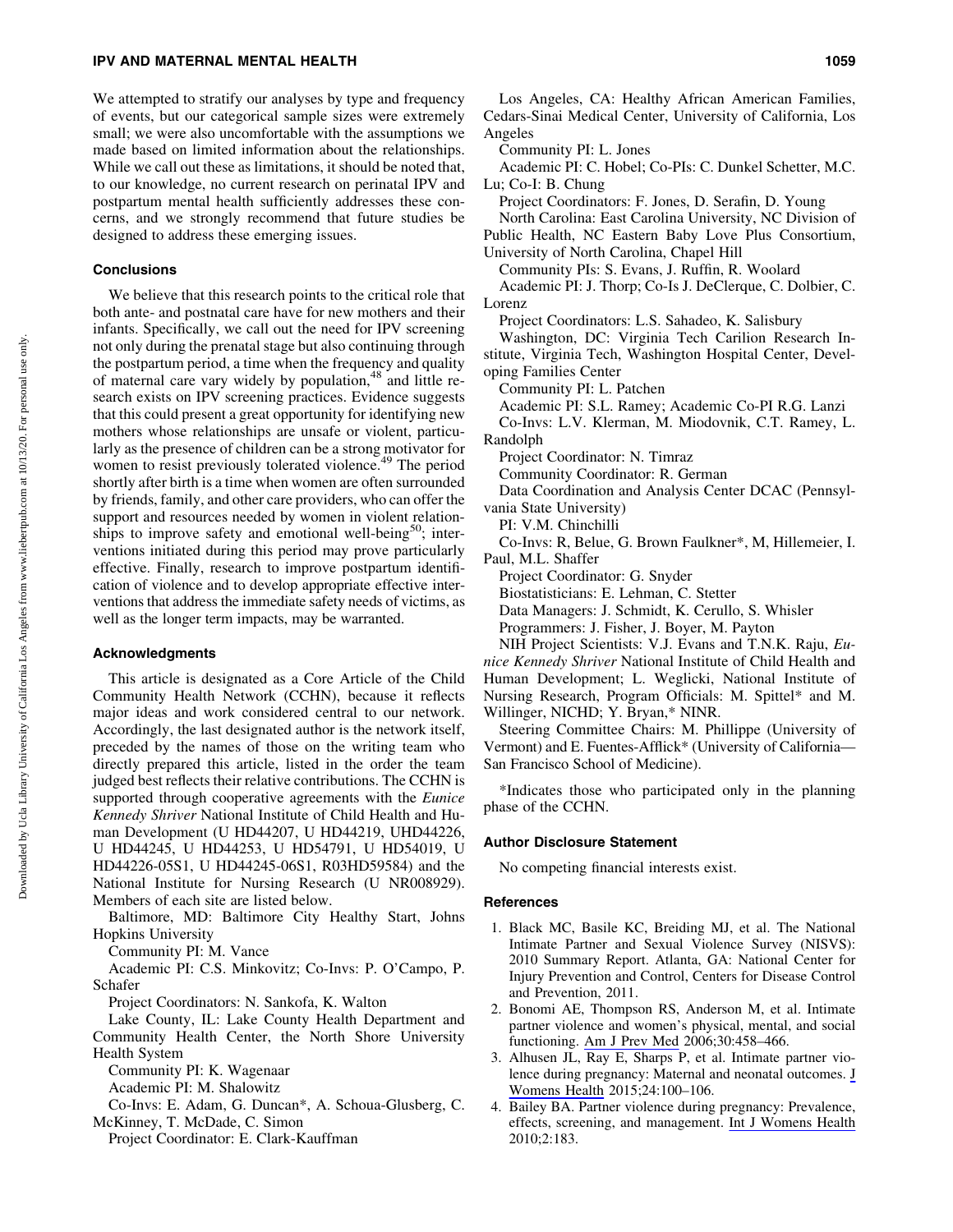We attempted to stratify our analyses by type and frequency of events, but our categorical sample sizes were extremely small; we were also uncomfortable with the assumptions we made based on limited information about the relationships. While we call out these as limitations, it should be noted that, to our knowledge, no current research on perinatal IPV and postpartum mental health sufficiently addresses these concerns, and we strongly recommend that future studies be designed to address these emerging issues.

## Conclusions

We believe that this research points to the critical role that both ante- and postnatal care have for new mothers and their infants. Specifically, we call out the need for IPV screening not only during the prenatal stage but also continuing through the postpartum period, a time when the frequency and quality of maternal care vary widely by population,[48] and little research exists on IPV screening practices. Evidence suggests that this could present a great opportunity for identifying new mothers whose relationships are unsafe or violent, particularly as the presence of children can be a strong motivator for women to resist previously tolerated violence.[49] The period shortly after birth is a time when women are often surrounded by friends, family, and other care providers, who can offer the support and resources needed by women in violent relationships to improve safety and emotional well-being[50]; interventions initiated during this period may prove particularly effective. Finally, research to improve postpartum identification of violence and to develop appropriate effective interventions that address the immediate safety needs of victims, as well as the longer term impacts, may be warranted.

## Acknowledgments

This article is designated as a Core Article of the Child Community Health Network (CCHN), because it reflects major ideas and work considered central to our network. Accordingly, the last designated author is the network itself, preceded by the names of those on the writing team who directly prepared this article, listed in the order the team judged best reflects their relative contributions. The CCHN is supported through cooperative agreements with the *Eunice Kennedy Shriver* National Institute of Child Health and Human Development (U HD44207, U HD44219, UHD44226, U HD44245, U HD44253, U HD54791, U HD54019, U HD44226-05S1, U HD44245-06S1, R03HD59584) and the National Institute for Nursing Research (U NR008929). Members of each site are listed below.

Baltimore, MD: Baltimore City Healthy Start, Johns Hopkins University

Community PI: M. Vance

Academic PI: C.S. Minkovitz; Co-Invs: P. O'Campo, P. Schafer

Project Coordinators: N. Sankofa, K. Walton

Lake County, IL: Lake County Health Department and Community Health Center, the North Shore University Health System

Community PI: K. Wagenaar

Academic PI: M. Shalowitz

Co-Invs: E. Adam, G. Duncan*, A. Schoua-Glusberg, C. McKinney, T. McDade, C. Simon

Project Coordinator: E. Clark-Kauffman

Los Angeles, CA: Healthy African American Families, Cedars-Sinai Medical Center, University of California, Los Angeles

Community PI: L. Jones

Academic PI: C. Hobel; Co-PIs: C. Dunkel Schetter, M.C. Lu; Co-I: B. Chung

Project Coordinators: F. Jones, D. Serafin, D. Young

North Carolina: East Carolina University, NC Division of Public Health, NC Eastern Baby Love Plus Consortium, University of North Carolina, Chapel Hill

Community PIs: S. Evans, J. Ruffin, R. Woolard

Academic PI: J. Thorp; Co-Is J. DeClerque, C. Dolbier, C. Lorenz

Project Coordinators: L.S. Sahadeo, K. Salisbury

Washington, DC: Virginia Tech Carilion Research Institute, Virginia Tech, Washington Hospital Center, Developing Families Center

Community PI: L. Patchen

Academic PI: S.L. Ramey; Academic Co-PI R.G. Lanzi

Co-Invs: L.V. Klerman, M. Miodovnik, C.T. Ramey, L. Randolph

Project Coordinator: N. Timraz

Community Coordinator: R. German

Data Coordination and Analysis Center DCAC (Pennsylvania State University)

PI: V.M. Chinchilli

Co-Invs: R, Belue, G. Brown Faulkner*, M, Hillemeier, I. Paul, M.L. Shaffer

Project Coordinator: G. Snyder

Biostatisticians: E. Lehman, C. Stetter

Data Managers: J. Schmidt, K. Cerullo, S. Whisler

Programmers: J. Fisher, J. Boyer, M. Payton

NIH Project Scientists: V.J. Evans and T.N.K. Raju, *Eunice Kennedy Shriver* National Institute of Child Health and Human Development; L. Weglicki, National Institute of Nursing Research, Program Officials: M. Spittel* and M. Willinger, NICHD; Y. Bryan,* NINR.

Steering Committee Chairs: M. Phillippe (University of Vermont) and E. Fuentes-Afflick* (University of California—San Francisco School of Medicine).

*Indicates those who participated only in the planning phase of the CCHN.

## Author Disclosure Statement

No competing financial interests exist.

## References

1. Black MC, Basile KC, Breiding MJ, et al. The National Intimate Partner and Sexual Violence Survey (NISVS): 2010 Summary Report. Atlanta, GA: National Center for Injury Prevention and Control, Centers for Disease Control and Prevention, 2011.
2. Bonomi AE, Thompson RS, Anderson M, et al. Intimate partner violence and women's physical, mental, and social functioning. Am J Prev Med 2006;30:458–466.
3. Alhusen JL, Ray E, Sharps P, et al. Intimate partner violence during pregnancy: Maternal and neonatal outcomes. J Womens Health 2015;24:100–106.
4. Bailey BA. Partner violence during pregnancy: Prevalence, effects, screening, and management. Int J Womens Health 2010;2:183.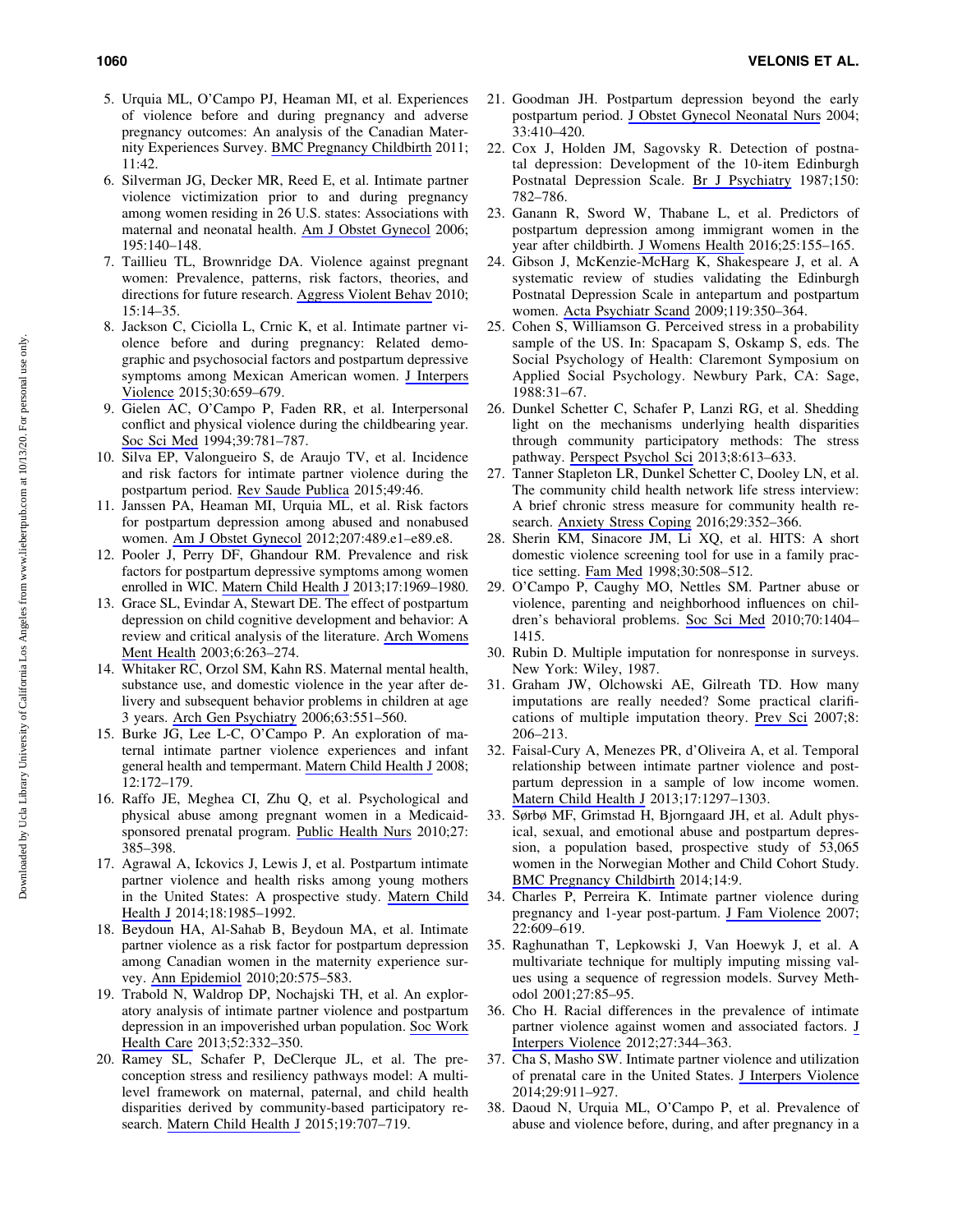5. Urquia ML, O'Campo PJ, Heaman MI, et al. Experiences of violence before and during pregnancy and adverse pregnancy outcomes: An analysis of the Canadian Maternity Experiences Survey. BMC Pregnancy Childbirth 2011; 11:42.
6. Silverman JG, Decker MR, Reed E, et al. Intimate partner violence victimization prior to and during pregnancy among women residing in 26 U.S. states: Associations with maternal and neonatal health. Am J Obstet Gynecol 2006; 195:140–148.
7. Taillieu TL, Brownridge DA. Violence against pregnant women: Prevalence, patterns, risk factors, theories, and directions for future research. Aggress Violent Behav 2010; 15:14–35.
8. Jackson C, Ciciolla L, Crnic K, et al. Intimate partner violence before and during pregnancy: Related demographic and psychosocial factors and postpartum depressive symptoms among Mexican American women. J Interpers Violence 2015;30:659–679.
9. Gielen AC, O'Campo P, Faden RR, et al. Interpersonal conflict and physical violence during the childbearing year. Soc Sci Med 1994;39:781–787.
10. Silva EP, Valongueiro S, de Araujo TV, et al. Incidence and risk factors for intimate partner violence during the postpartum period. Rev Saude Publica 2015;49:46.
11. Janssen PA, Heaman MI, Urquia ML, et al. Risk factors for postpartum depression among abused and nonabused women. Am J Obstet Gynecol 2012;207:489.e1–e89.e8.
12. Pooler J, Perry DF, Ghandour RM. Prevalence and risk factors for postpartum depressive symptoms among women enrolled in WIC. Matern Child Health J 2013;17:1969–1980.
13. Grace SL, Evindar A, Stewart DE. The effect of postpartum depression on child cognitive development and behavior: A review and critical analysis of the literature. Arch Womens Ment Health 2003;6:263–274.
14. Whitaker RC, Orzol SM, Kahn RS. Maternal mental health, substance use, and domestic violence in the year after delivery and subsequent behavior problems in children at age 3 years. Arch Gen Psychiatry 2006;63:551–560.
15. Burke JG, Lee L-C, O'Campo P. An exploration of maternal intimate partner violence experiences and infant general health and tempermant. Matern Child Health J 2008; 12:172–179.
16. Raffo JE, Meghea CI, Zhu Q, et al. Psychological and physical abuse among pregnant women in a Medicaid-sponsored prenatal program. Public Health Nurs 2010;27: 385–398.
17. Agrawal A, Ickovics J, Lewis J, et al. Postpartum intimate partner violence and health risks among young mothers in the United States: A prospective study. Matern Child Health J 2014;18:1985–1992.
18. Beydoun HA, Al-Sahab B, Beydoun MA, et al. Intimate partner violence as a risk factor for postpartum depression among Canadian women in the maternity experience survey. Ann Epidemiol 2010;20:575–583.
19. Trabold N, Waldrop DP, Nochajski TH, et al. An exploratory analysis of intimate partner violence and postpartum depression in an impoverished urban population. Soc Work Health Care 2013;52:332–350.
20. Ramey SL, Schafer P, DeClerque JL, et al. The preconception stress and resiliency pathways model: A multi-level framework on maternal, paternal, and child health disparities derived by community-based participatory research. Matern Child Health J 2015;19:707–719.
21. Goodman JH. Postpartum depression beyond the early postpartum period. J Obstet Gynecol Neonatal Nurs 2004; 33:410–420.
22. Cox J, Holden JM, Sagovsky R. Detection of postnatal depression: Development of the 10-item Edinburgh Postnatal Depression Scale. Br J Psychiatry 1987;150: 782–786.
23. Ganann R, Sword W, Thabane L, et al. Predictors of postpartum depression among immigrant women in the year after childbirth. J Womens Health 2016;25:155–165.
24. Gibson J, McKenzie-McHarg K, Shakespeare J, et al. A systematic review of studies validating the Edinburgh Postnatal Depression Scale in antepartum and postpartum women. Acta Psychiatr Scand 2009;119:350–364.
25. Cohen S, Williamson G. Perceived stress in a probability sample of the US. In: Spacapam S, Oskamp S, eds. The Social Psychology of Health: Claremont Symposium on Applied Social Psychology. Newbury Park, CA: Sage, 1988:31–67.
26. Dunkel Schetter C, Schafer P, Lanzi RG, et al. Shedding light on the mechanisms underlying health disparities through community participatory methods: The stress pathway. Perspect Psychol Sci 2013;8:613–633.
27. Tanner Stapleton LR, Dunkel Schetter C, Dooley LN, et al. The community child health network life stress interview: A brief chronic stress measure for community health research. Anxiety Stress Coping 2016;29:352–366.
28. Sherin KM, Sinacore JM, Li XQ, et al. HITS: A short domestic violence screening tool for use in a family practice setting. Fam Med 1998;30:508–512.
29. O'Campo P, Caughy MO, Nettles SM. Partner abuse or violence, parenting and neighborhood influences on children's behavioral problems. Soc Sci Med 2010;70:1404–1415.
30. Rubin D. Multiple imputation for nonresponse in surveys. New York: Wiley, 1987.
31. Graham JW, Olchowski AE, Gilreath TD. How many imputations are really needed? Some practical clarifications of multiple imputation theory. Prev Sci 2007;8: 206–213.
32. Faisal-Cury A, Menezes PR, d'Oliveira A, et al. Temporal relationship between intimate partner violence and postpartum depression in a sample of low income women. Matern Child Health J 2013;17:1297–1303.
33. Sørbø MF, Grimstad H, Bjorngaard JH, et al. Adult physical, sexual, and emotional abuse and postpartum depression, a population based, prospective study of 53,065 women in the Norwegian Mother and Child Cohort Study. BMC Pregnancy Childbirth 2014;14:9.
34. Charles P, Perreira K. Intimate partner violence during pregnancy and 1-year post-partum. J Fam Violence 2007; 22:609–619.
35. Raghunathan T, Lepkowski J, Van Hoewyk J, et al. A multivariate technique for multiply imputing missing values using a sequence of regression models. Survey Methodol 2001;27:85–95.
36. Cho H. Racial differences in the prevalence of intimate partner violence against women and associated factors. J Interpers Violence 2012;27:344–363.
37. Cha S, Masho SW. Intimate partner violence and utilization of prenatal care in the United States. J Interpers Violence 2014;29:911–927.
38. Daoud N, Urquia ML, O'Campo P, et al. Prevalence of abuse and violence before, during, and after pregnancy in a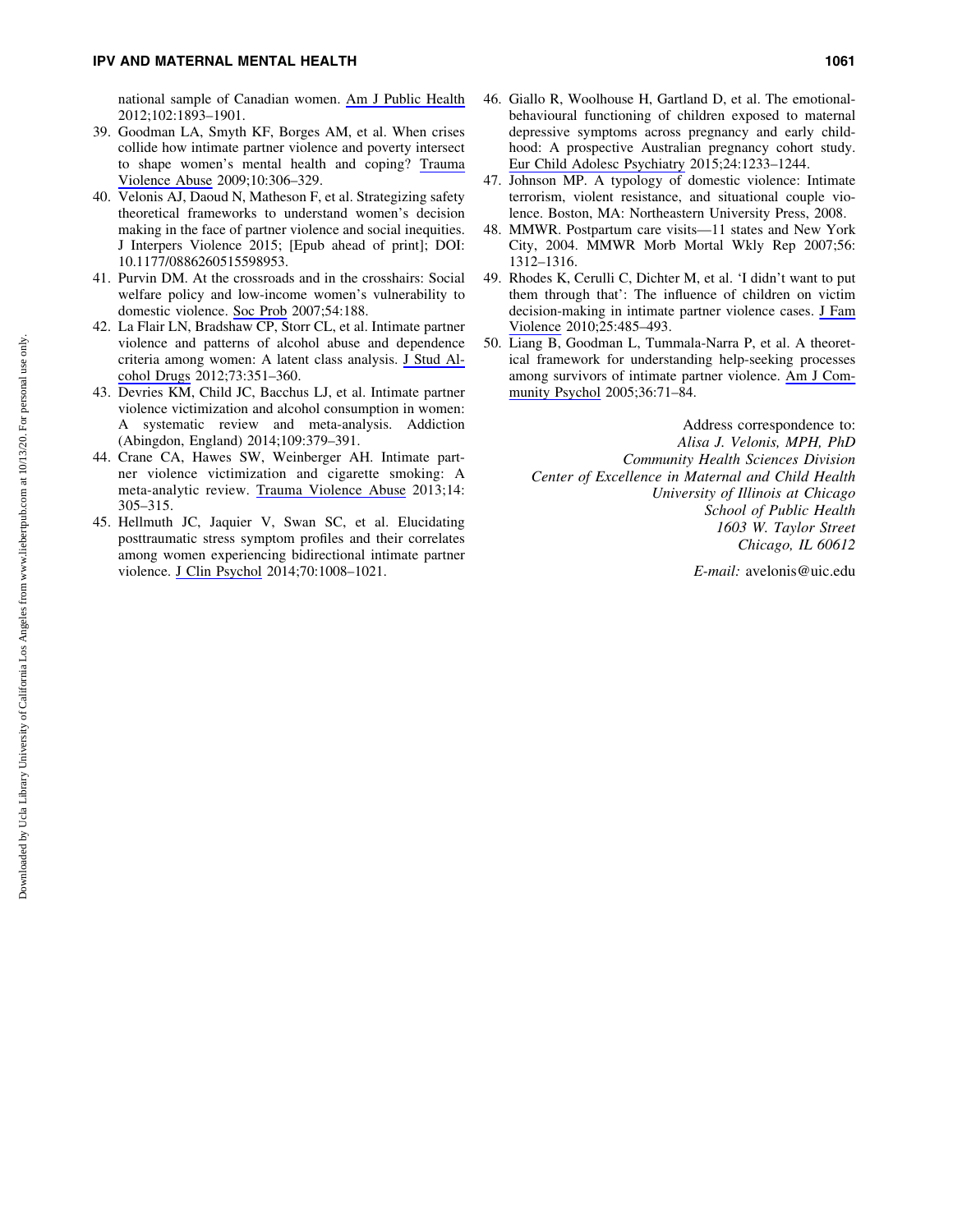national sample of Canadian women. Am J Public Health 2012;102:1893–1901.

39. Goodman LA, Smyth KF, Borges AM, et al. When crises collide how intimate partner violence and poverty intersect to shape women's mental health and coping? Trauma Violence Abuse 2009;10:306–329.
40. Velonis AJ, Daoud N, Matheson F, et al. Strategizing safety theoretical frameworks to understand women's decision making in the face of partner violence and social inequities. J Interpers Violence 2015; [Epub ahead of print]; DOI: 10.1177/0886260515598953.
41. Purvin DM. At the crossroads and in the crosshairs: Social welfare policy and low-income women's vulnerability to domestic violence. Soc Prob 2007;54:188.
42. La Flair LN, Bradshaw CP, Storr CL, et al. Intimate partner violence and patterns of alcohol abuse and dependence criteria among women: A latent class analysis. J Stud Alcohol Drugs 2012;73:351–360.
43. Devries KM, Child JC, Bacchus LJ, et al. Intimate partner violence victimization and alcohol consumption in women: A systematic review and meta-analysis. Addiction (Abingdon, England) 2014;109:379–391.
44. Crane CA, Hawes SW, Weinberger AH. Intimate partner violence victimization and cigarette smoking: A meta-analytic review. Trauma Violence Abuse 2013;14: 305–315.
45. Hellmuth JC, Jaquier V, Swan SC, et al. Elucidating posttraumatic stress symptom profiles and their correlates among women experiencing bidirectional intimate partner violence. J Clin Psychol 2014;70:1008–1021.
46. Giallo R, Woolhouse H, Gartland D, et al. The emotional-behavioural functioning of children exposed to maternal depressive symptoms across pregnancy and early childhood: A prospective Australian pregnancy cohort study. Eur Child Adolesc Psychiatry 2015;24:1233–1244.
47. Johnson MP. A typology of domestic violence: Intimate terrorism, violent resistance, and situational couple violence. Boston, MA: Northeastern University Press, 2008.
48. MMWR. Postpartum care visits—11 states and New York City, 2004. MMWR Morb Mortal Wkly Rep 2007;56: 1312–1316.
49. Rhodes K, Cerulli C, Dichter M, et al. 'I didn't want to put them through that': The influence of children on victim decision-making in intimate partner violence cases. J Fam Violence 2010;25:485–493.
50. Liang B, Goodman L, Tummala-Narra P, et al. A theoretical framework for understanding help-seeking processes among survivors of intimate partner violence. Am J Community Psychol 2005;36:71–84.

Address correspondence to:
*Alisa J. Velonis, MPH, PhD*
*Community Health Sciences Division*
*Center of Excellence in Maternal and Child Health*
*University of Illinois at Chicago*
*School of Public Health*
*1603 W. Taylor Street*
*Chicago, IL 60612*

*E-mail:* avelonis@uic.edu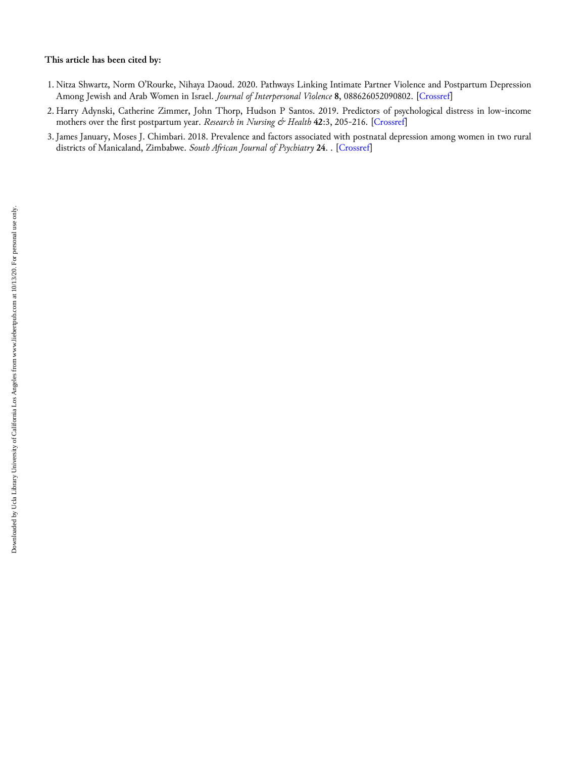**This article has been cited by:**

1. Nitza Shwartz, Norm O'Rourke, Nihaya Daoud. 2020. Pathways Linking Intimate Partner Violence and Postpartum Depression Among Jewish and Arab Women in Israel. *Journal of Interpersonal Violence* **8**, 088626052090802. [Crossref]
2. Harry Adynski, Catherine Zimmer, John Thorp, Hudson P Santos. 2019. Predictors of psychological distress in low-income mothers over the first postpartum year. *Research in Nursing & Health* **42**:3, 205-216. [Crossref]
3. James January, Moses J. Chimbari. 2018. Prevalence and factors associated with postnatal depression among women in two rural districts of Manicaland, Zimbabwe. *South African Journal of Psychiatry* **24**. . [Crossref]